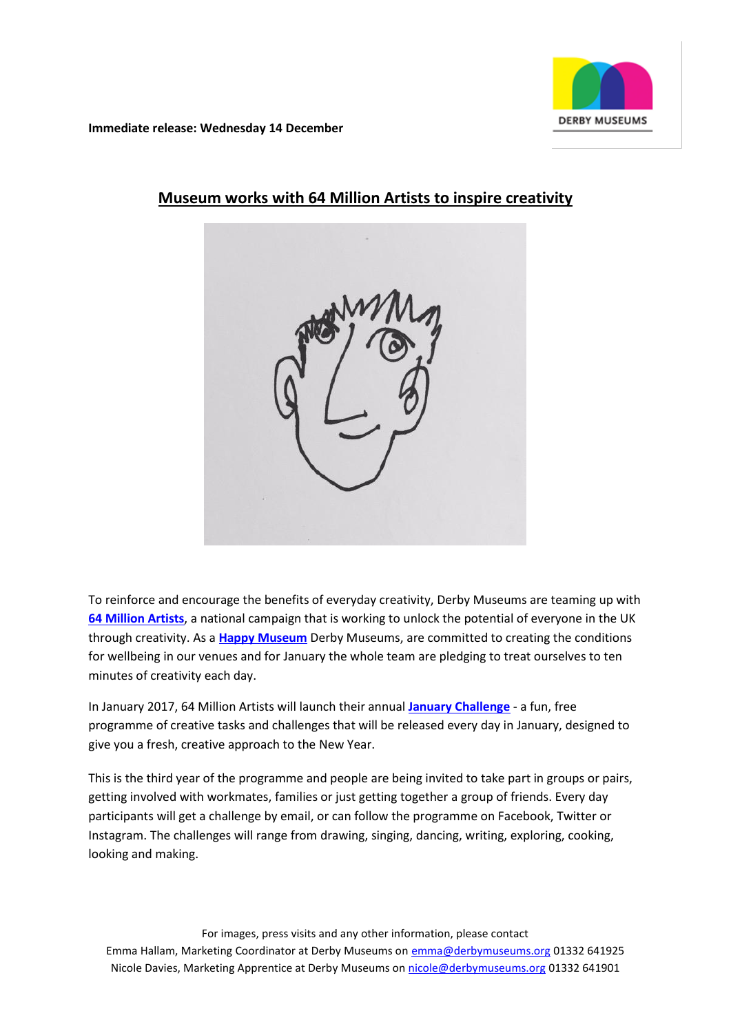**Immediate release: Wednesday 14 December**

# Museum works with 64 Million Artists to inspire creativity

To reinforce and encourage the benefits of everyday creativity, Derby Museums are teaming up with **64 Million Artists**, a national campaign that is working to unlock the potential of everyone in the UK through creativity. As a **Happy Museum** Derby Museums, are committed to creating the conditions for wellbeing in our venues and for January the whole team are pledging to treat ourselves to ten minutes of creativity each day.

In January 2017, 64 Million Artists will launch their annual **January Challenge** - a fun, free programme of creative tasks and challenges that will be released every day in January, designed to give you a fresh, creative approach to the New Year.

This is the third year of the programme and people are being invited to take part in groups or pairs, getting involved with workmates, families or just getting together a group of friends. Every day participants will get a challenge by email, or can follow the programme on Facebook, Twitter or Instagram. The challenges will range from drawing, singing, dancing, writing, exploring, cooking, looking and making.

For images, press visits and any other information, please contact
Emma Hallam, Marketing Coordinator at Derby Museums on emma@derbymuseums.org 01332 641925
Nicole Davies, Marketing Apprentice at Derby Museums on nicole@derbymuseums.org 01332 641901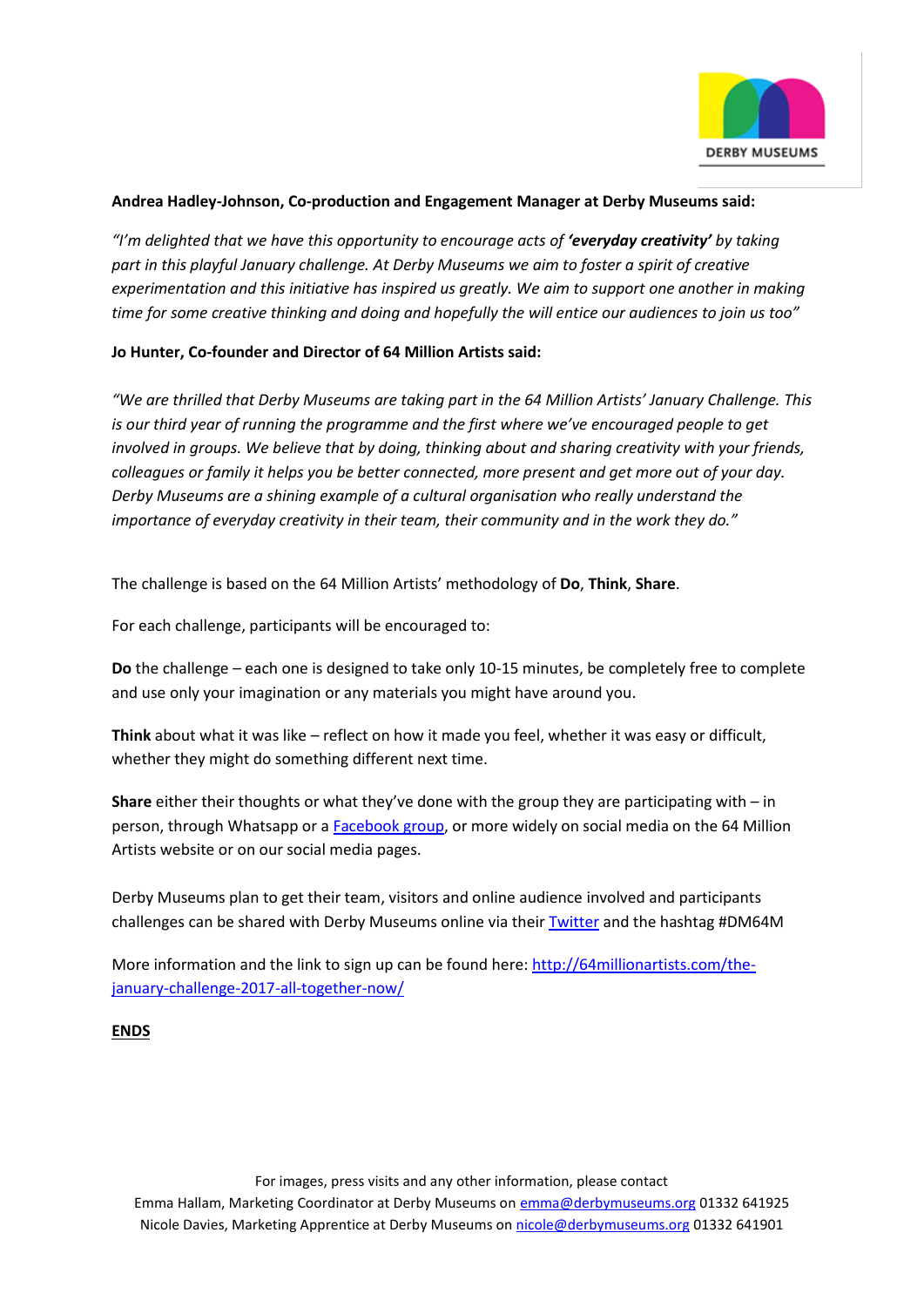**Andrea Hadley-Johnson, Co-production and Engagement Manager at Derby Museums said:**

*"I'm delighted that we have this opportunity to encourage acts of* ***'everyday creativity'*** *by taking part in this playful January challenge. At Derby Museums we aim to foster a spirit of creative experimentation and this initiative has inspired us greatly. We aim to support one another in making time for some creative thinking and doing and hopefully the will entice our audiences to join us too"*

**Jo Hunter, Co-founder and Director of 64 Million Artists said:**

*"We are thrilled that Derby Museums are taking part in the 64 Million Artists' January Challenge. This is our third year of running the programme and the first where we've encouraged people to get involved in groups. We believe that by doing, thinking about and sharing creativity with your friends, colleagues or family it helps you be better connected, more present and get more out of your day. Derby Museums are a shining example of a cultural organisation who really understand the importance of everyday creativity in their team, their community and in the work they do."*

The challenge is based on the 64 Million Artists' methodology of **Do**, **Think**, **Share**.

For each challenge, participants will be encouraged to:

**Do** the challenge – each one is designed to take only 10-15 minutes, be completely free to complete and use only your imagination or any materials you might have around you.

**Think** about what it was like – reflect on how it made you feel, whether it was easy or difficult, whether they might do something different next time.

**Share** either their thoughts or what they've done with the group they are participating with – in person, through Whatsapp or a Facebook group, or more widely on social media on the 64 Million Artists website or on our social media pages.

Derby Museums plan to get their team, visitors and online audience involved and participants challenges can be shared with Derby Museums online via their Twitter and the hashtag #DM64M

More information and the link to sign up can be found here: http://64millionartists.com/the-january-challenge-2017-all-together-now/

**ENDS**

For images, press visits and any other information, please contact
Emma Hallam, Marketing Coordinator at Derby Museums on emma@derbymuseums.org 01332 641925
Nicole Davies, Marketing Apprentice at Derby Museums on nicole@derbymuseums.org 01332 641901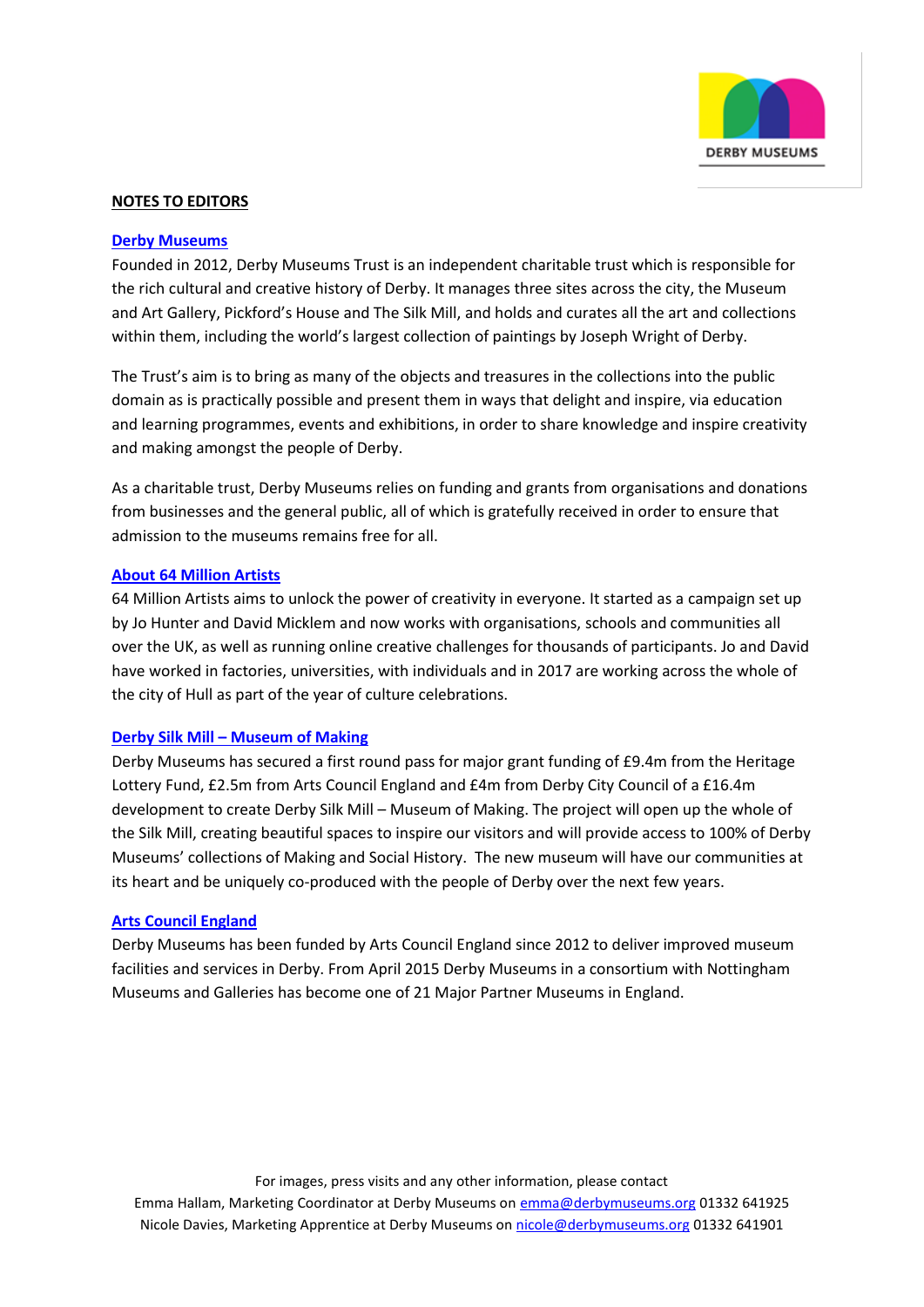**NOTES TO EDITORS**

**Derby Museums**

Founded in 2012, Derby Museums Trust is an independent charitable trust which is responsible for the rich cultural and creative history of Derby. It manages three sites across the city, the Museum and Art Gallery, Pickford's House and The Silk Mill, and holds and curates all the art and collections within them, including the world's largest collection of paintings by Joseph Wright of Derby.

The Trust's aim is to bring as many of the objects and treasures in the collections into the public domain as is practically possible and present them in ways that delight and inspire, via education and learning programmes, events and exhibitions, in order to share knowledge and inspire creativity and making amongst the people of Derby.

As a charitable trust, Derby Museums relies on funding and grants from organisations and donations from businesses and the general public, all of which is gratefully received in order to ensure that admission to the museums remains free for all.

**About 64 Million Artists**

64 Million Artists aims to unlock the power of creativity in everyone. It started as a campaign set up by Jo Hunter and David Micklem and now works with organisations, schools and communities all over the UK, as well as running online creative challenges for thousands of participants. Jo and David have worked in factories, universities, with individuals and in 2017 are working across the whole of the city of Hull as part of the year of culture celebrations.

**Derby Silk Mill – Museum of Making**

Derby Museums has secured a first round pass for major grant funding of £9.4m from the Heritage Lottery Fund, £2.5m from Arts Council England and £4m from Derby City Council of a £16.4m development to create Derby Silk Mill – Museum of Making. The project will open up the whole of the Silk Mill, creating beautiful spaces to inspire our visitors and will provide access to 100% of Derby Museums' collections of Making and Social History. The new museum will have our communities at its heart and be uniquely co-produced with the people of Derby over the next few years.

**Arts Council England**

Derby Museums has been funded by Arts Council England since 2012 to deliver improved museum facilities and services in Derby. From April 2015 Derby Museums in a consortium with Nottingham Museums and Galleries has become one of 21 Major Partner Museums in England.

For images, press visits and any other information, please contact
Emma Hallam, Marketing Coordinator at Derby Museums on emma@derbymuseums.org 01332 641925
Nicole Davies, Marketing Apprentice at Derby Museums on nicole@derbymuseums.org 01332 641901